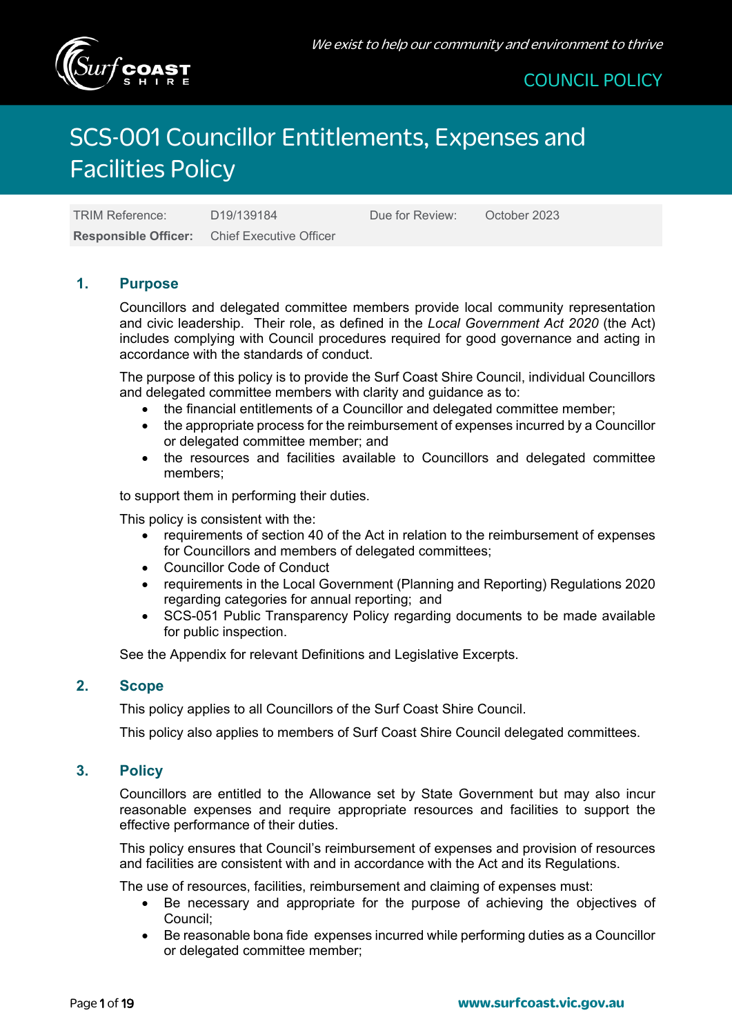COUNCIL POLICY

# SCS-001 Councillor Entitlements, Expenses and Facilities Policy

| TRIM Reference: | D19/139184 | Due for Review: | October 2023 |
|---|---|---|---|
| **Responsible Officer:** | Chief Executive Officer | | |

## 1. Purpose

Councillors and delegated committee members provide local community representation and civic leadership. Their role, as defined in the *Local Government Act 2020* (the Act) includes complying with Council procedures required for good governance and acting in accordance with the standards of conduct.

The purpose of this policy is to provide the Surf Coast Shire Council, individual Councillors and delegated committee members with clarity and guidance as to:

- the financial entitlements of a Councillor and delegated committee member;
- the appropriate process for the reimbursement of expenses incurred by a Councillor or delegated committee member; and
- the resources and facilities available to Councillors and delegated committee members;

to support them in performing their duties.

This policy is consistent with the:

- requirements of section 40 of the Act in relation to the reimbursement of expenses for Councillors and members of delegated committees;
- Councillor Code of Conduct
- requirements in the Local Government (Planning and Reporting) Regulations 2020 regarding categories for annual reporting; and
- SCS-051 Public Transparency Policy regarding documents to be made available for public inspection.

See the Appendix for relevant Definitions and Legislative Excerpts.

## 2. Scope

This policy applies to all Councillors of the Surf Coast Shire Council.

This policy also applies to members of Surf Coast Shire Council delegated committees.

## 3. Policy

Councillors are entitled to the Allowance set by State Government but may also incur reasonable expenses and require appropriate resources and facilities to support the effective performance of their duties.

This policy ensures that Council's reimbursement of expenses and provision of resources and facilities are consistent with and in accordance with the Act and its Regulations.

The use of resources, facilities, reimbursement and claiming of expenses must:

- Be necessary and appropriate for the purpose of achieving the objectives of Council;
- Be reasonable bona fide expenses incurred while performing duties as a Councillor or delegated committee member;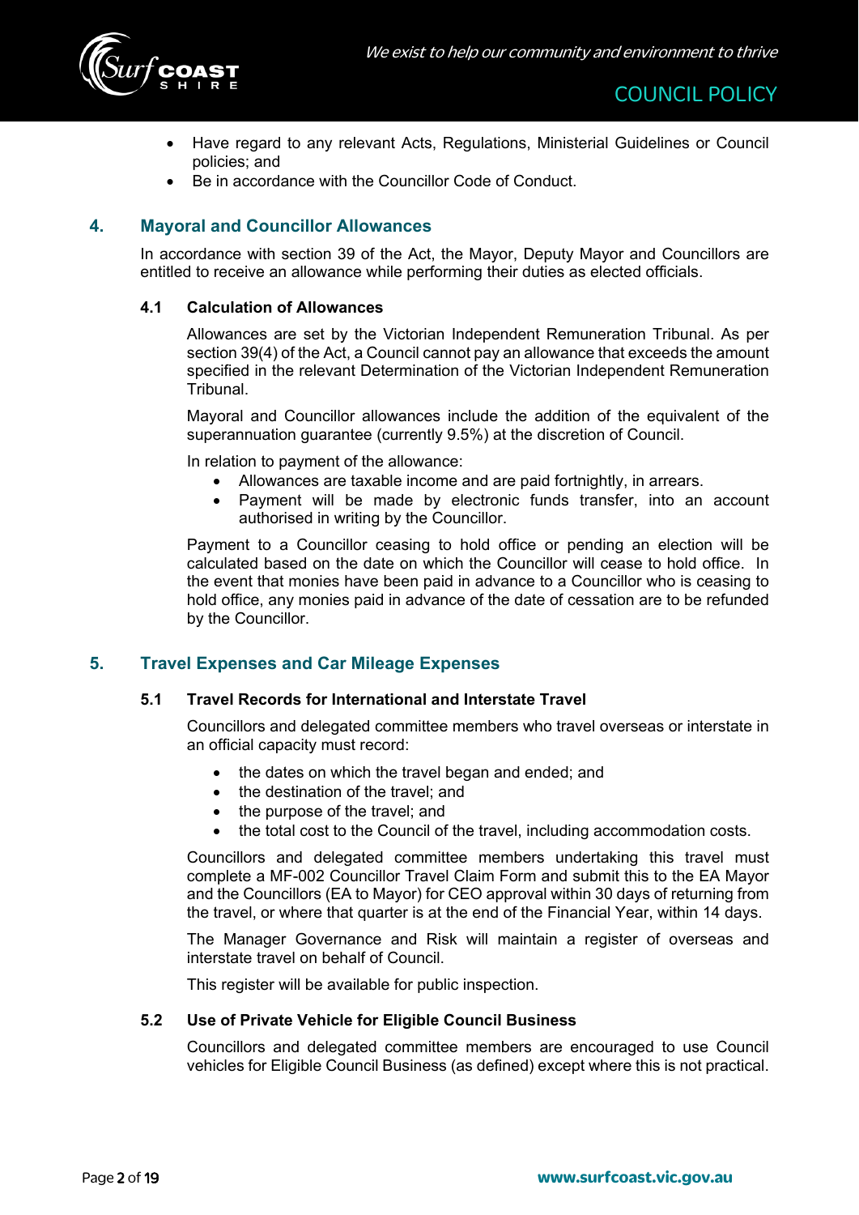- Have regard to any relevant Acts, Regulations, Ministerial Guidelines or Council policies; and
- Be in accordance with the Councillor Code of Conduct.

## 4. Mayoral and Councillor Allowances

In accordance with section 39 of the Act, the Mayor, Deputy Mayor and Councillors are entitled to receive an allowance while performing their duties as elected officials.

### 4.1 Calculation of Allowances

Allowances are set by the Victorian Independent Remuneration Tribunal. As per section 39(4) of the Act, a Council cannot pay an allowance that exceeds the amount specified in the relevant Determination of the Victorian Independent Remuneration Tribunal.

Mayoral and Councillor allowances include the addition of the equivalent of the superannuation guarantee (currently 9.5%) at the discretion of Council.

In relation to payment of the allowance:

- Allowances are taxable income and are paid fortnightly, in arrears.
- Payment will be made by electronic funds transfer, into an account authorised in writing by the Councillor.

Payment to a Councillor ceasing to hold office or pending an election will be calculated based on the date on which the Councillor will cease to hold office. In the event that monies have been paid in advance to a Councillor who is ceasing to hold office, any monies paid in advance of the date of cessation are to be refunded by the Councillor.

## 5. Travel Expenses and Car Mileage Expenses

### 5.1 Travel Records for International and Interstate Travel

Councillors and delegated committee members who travel overseas or interstate in an official capacity must record:

- the dates on which the travel began and ended; and
- the destination of the travel; and
- the purpose of the travel; and
- the total cost to the Council of the travel, including accommodation costs.

Councillors and delegated committee members undertaking this travel must complete a MF-002 Councillor Travel Claim Form and submit this to the EA Mayor and the Councillors (EA to Mayor) for CEO approval within 30 days of returning from the travel, or where that quarter is at the end of the Financial Year, within 14 days.

The Manager Governance and Risk will maintain a register of overseas and interstate travel on behalf of Council.

This register will be available for public inspection.

### 5.2 Use of Private Vehicle for Eligible Council Business

Councillors and delegated committee members are encouraged to use Council vehicles for Eligible Council Business (as defined) except where this is not practical.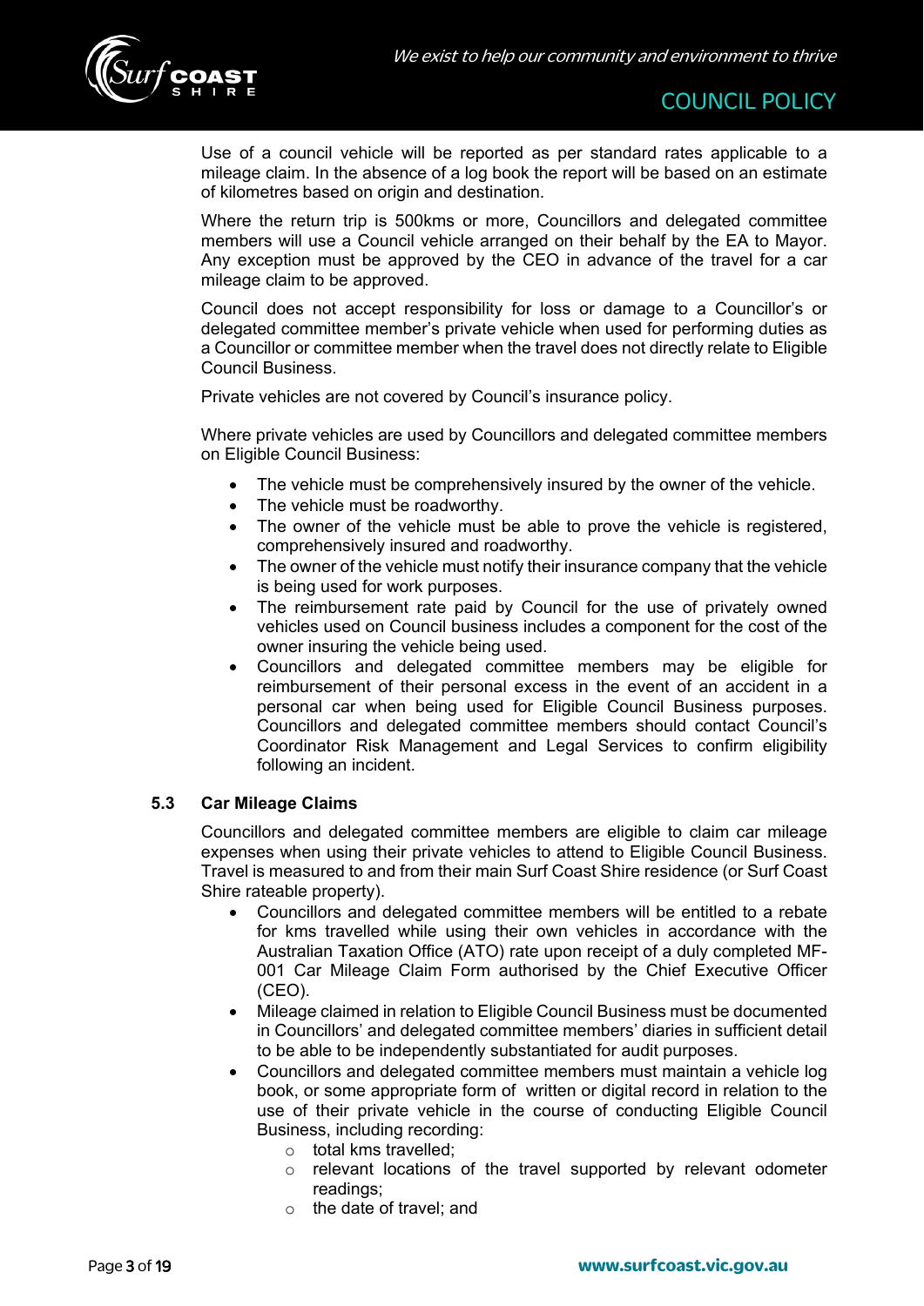Use of a council vehicle will be reported as per standard rates applicable to a mileage claim. In the absence of a log book the report will be based on an estimate of kilometres based on origin and destination.

Where the return trip is 500kms or more, Councillors and delegated committee members will use a Council vehicle arranged on their behalf by the EA to Mayor. Any exception must be approved by the CEO in advance of the travel for a car mileage claim to be approved.

Council does not accept responsibility for loss or damage to a Councillor's or delegated committee member's private vehicle when used for performing duties as a Councillor or committee member when the travel does not directly relate to Eligible Council Business.

Private vehicles are not covered by Council's insurance policy.

Where private vehicles are used by Councillors and delegated committee members on Eligible Council Business:

- The vehicle must be comprehensively insured by the owner of the vehicle.
- The vehicle must be roadworthy.
- The owner of the vehicle must be able to prove the vehicle is registered, comprehensively insured and roadworthy.
- The owner of the vehicle must notify their insurance company that the vehicle is being used for work purposes.
- The reimbursement rate paid by Council for the use of privately owned vehicles used on Council business includes a component for the cost of the owner insuring the vehicle being used.
- Councillors and delegated committee members may be eligible for reimbursement of their personal excess in the event of an accident in a personal car when being used for Eligible Council Business purposes. Councillors and delegated committee members should contact Council's Coordinator Risk Management and Legal Services to confirm eligibility following an incident.

### 5.3 Car Mileage Claims

Councillors and delegated committee members are eligible to claim car mileage expenses when using their private vehicles to attend to Eligible Council Business. Travel is measured to and from their main Surf Coast Shire residence (or Surf Coast Shire rateable property).

- Councillors and delegated committee members will be entitled to a rebate for kms travelled while using their own vehicles in accordance with the Australian Taxation Office (ATO) rate upon receipt of a duly completed MF-001 Car Mileage Claim Form authorised by the Chief Executive Officer (CEO).
- Mileage claimed in relation to Eligible Council Business must be documented in Councillors' and delegated committee members' diaries in sufficient detail to be able to be independently substantiated for audit purposes.
- Councillors and delegated committee members must maintain a vehicle log book, or some appropriate form of written or digital record in relation to the use of their private vehicle in the course of conducting Eligible Council Business, including recording:
  - total kms travelled;
  - relevant locations of the travel supported by relevant odometer readings;
  - the date of travel; and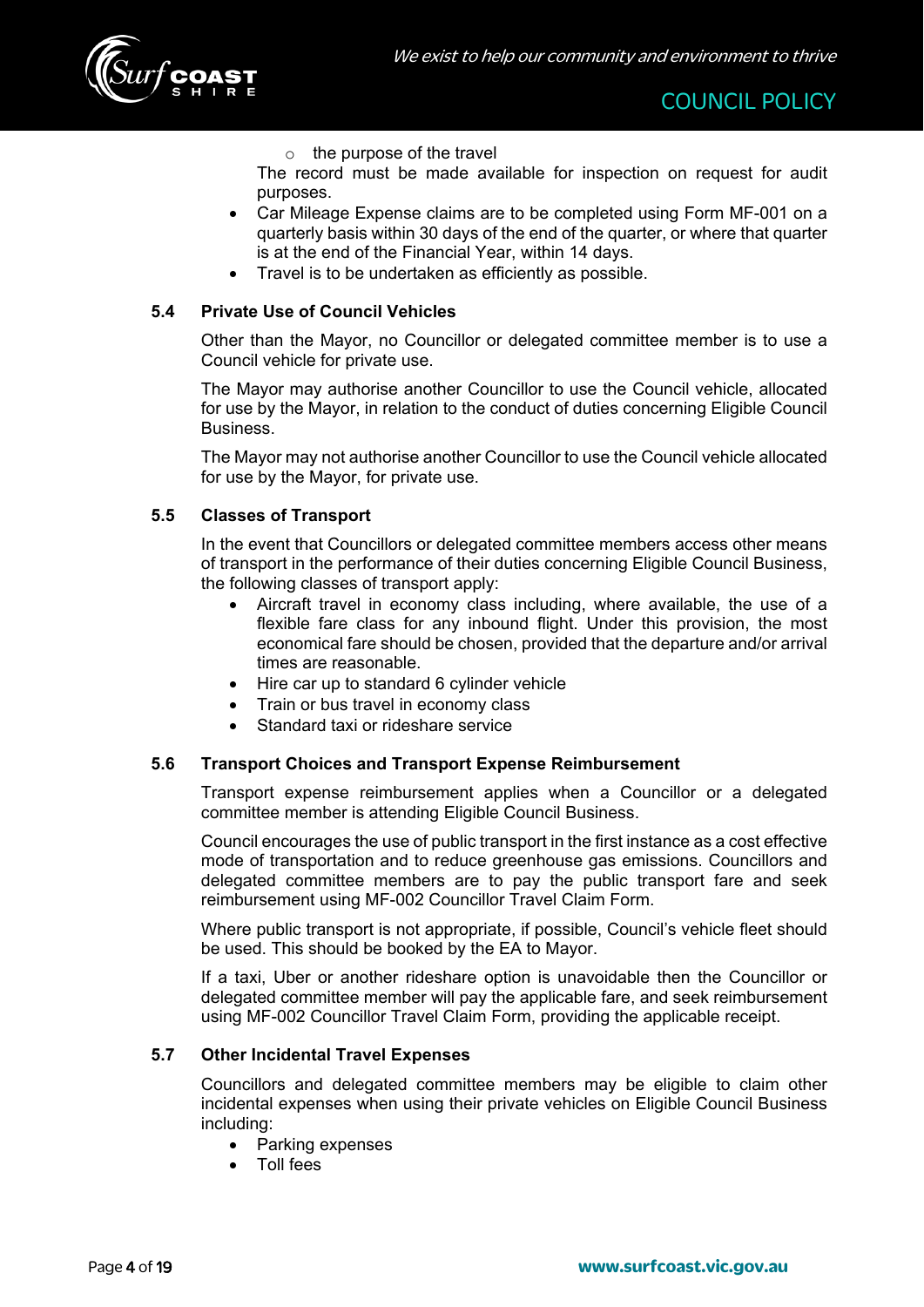- the purpose of the travel

The record must be made available for inspection on request for audit purposes.

- Car Mileage Expense claims are to be completed using Form MF-001 on a quarterly basis within 30 days of the end of the quarter, or where that quarter is at the end of the Financial Year, within 14 days.
- Travel is to be undertaken as efficiently as possible.

### 5.4 Private Use of Council Vehicles

Other than the Mayor, no Councillor or delegated committee member is to use a Council vehicle for private use.

The Mayor may authorise another Councillor to use the Council vehicle, allocated for use by the Mayor, in relation to the conduct of duties concerning Eligible Council Business.

The Mayor may not authorise another Councillor to use the Council vehicle allocated for use by the Mayor, for private use.

### 5.5 Classes of Transport

In the event that Councillors or delegated committee members access other means of transport in the performance of their duties concerning Eligible Council Business, the following classes of transport apply:

- Aircraft travel in economy class including, where available, the use of a flexible fare class for any inbound flight. Under this provision, the most economical fare should be chosen, provided that the departure and/or arrival times are reasonable.
- Hire car up to standard 6 cylinder vehicle
- Train or bus travel in economy class
- Standard taxi or rideshare service

### 5.6 Transport Choices and Transport Expense Reimbursement

Transport expense reimbursement applies when a Councillor or a delegated committee member is attending Eligible Council Business.

Council encourages the use of public transport in the first instance as a cost effective mode of transportation and to reduce greenhouse gas emissions. Councillors and delegated committee members are to pay the public transport fare and seek reimbursement using MF-002 Councillor Travel Claim Form.

Where public transport is not appropriate, if possible, Council's vehicle fleet should be used. This should be booked by the EA to Mayor.

If a taxi, Uber or another rideshare option is unavoidable then the Councillor or delegated committee member will pay the applicable fare, and seek reimbursement using MF-002 Councillor Travel Claim Form, providing the applicable receipt.

### 5.7 Other Incidental Travel Expenses

Councillors and delegated committee members may be eligible to claim other incidental expenses when using their private vehicles on Eligible Council Business including:

- Parking expenses
- Toll fees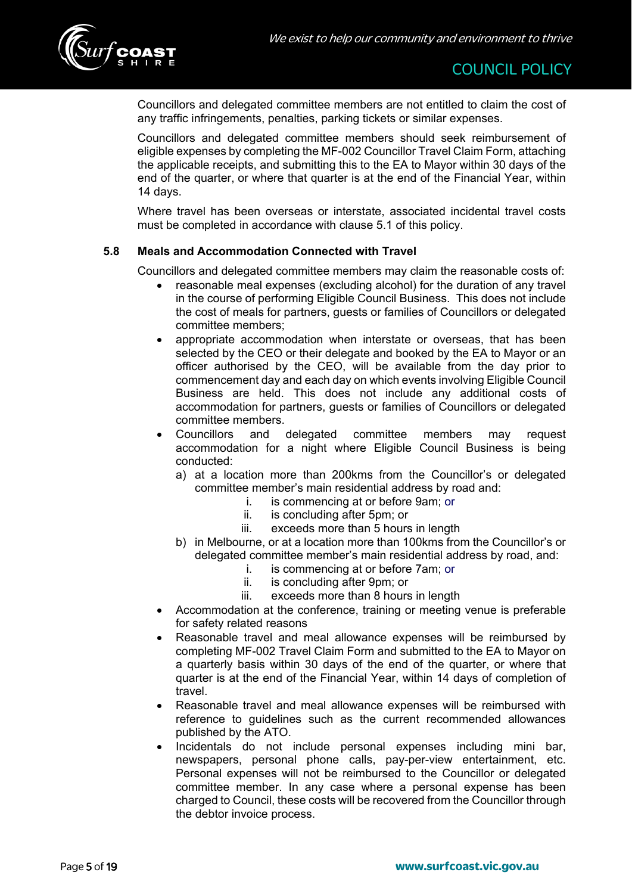Councillors and delegated committee members are not entitled to claim the cost of any traffic infringements, penalties, parking tickets or similar expenses.

Councillors and delegated committee members should seek reimbursement of eligible expenses by completing the MF-002 Councillor Travel Claim Form, attaching the applicable receipts, and submitting this to the EA to Mayor within 30 days of the end of the quarter, or where that quarter is at the end of the Financial Year, within 14 days.

Where travel has been overseas or interstate, associated incidental travel costs must be completed in accordance with clause 5.1 of this policy.

### 5.8 Meals and Accommodation Connected with Travel

Councillors and delegated committee members may claim the reasonable costs of:

- reasonable meal expenses (excluding alcohol) for the duration of any travel in the course of performing Eligible Council Business. This does not include the cost of meals for partners, guests or families of Councillors or delegated committee members;
- appropriate accommodation when interstate or overseas, that has been selected by the CEO or their delegate and booked by the EA to Mayor or an officer authorised by the CEO, will be available from the day prior to commencement day and each day on which events involving Eligible Council Business are held. This does not include any additional costs of accommodation for partners, guests or families of Councillors or delegated committee members.
- Councillors and delegated committee members may request accommodation for a night where Eligible Council Business is being conducted:
  a) at a location more than 200kms from the Councillor's or delegated committee member's main residential address by road and:
     i. is commencing at or before 9am; or
     ii. is concluding after 5pm; or
     iii. exceeds more than 5 hours in length
  b) in Melbourne, or at a location more than 100kms from the Councillor's or delegated committee member's main residential address by road, and:
     i. is commencing at or before 7am; or
     ii. is concluding after 9pm; or
     iii. exceeds more than 8 hours in length
- Accommodation at the conference, training or meeting venue is preferable for safety related reasons
- Reasonable travel and meal allowance expenses will be reimbursed by completing MF-002 Travel Claim Form and submitted to the EA to Mayor on a quarterly basis within 30 days of the end of the quarter, or where that quarter is at the end of the Financial Year, within 14 days of completion of travel.
- Reasonable travel and meal allowance expenses will be reimbursed with reference to guidelines such as the current recommended allowances published by the ATO.
- Incidentals do not include personal expenses including mini bar, newspapers, personal phone calls, pay-per-view entertainment, etc. Personal expenses will not be reimbursed to the Councillor or delegated committee member. In any case where a personal expense has been charged to Council, these costs will be recovered from the Councillor through the debtor invoice process.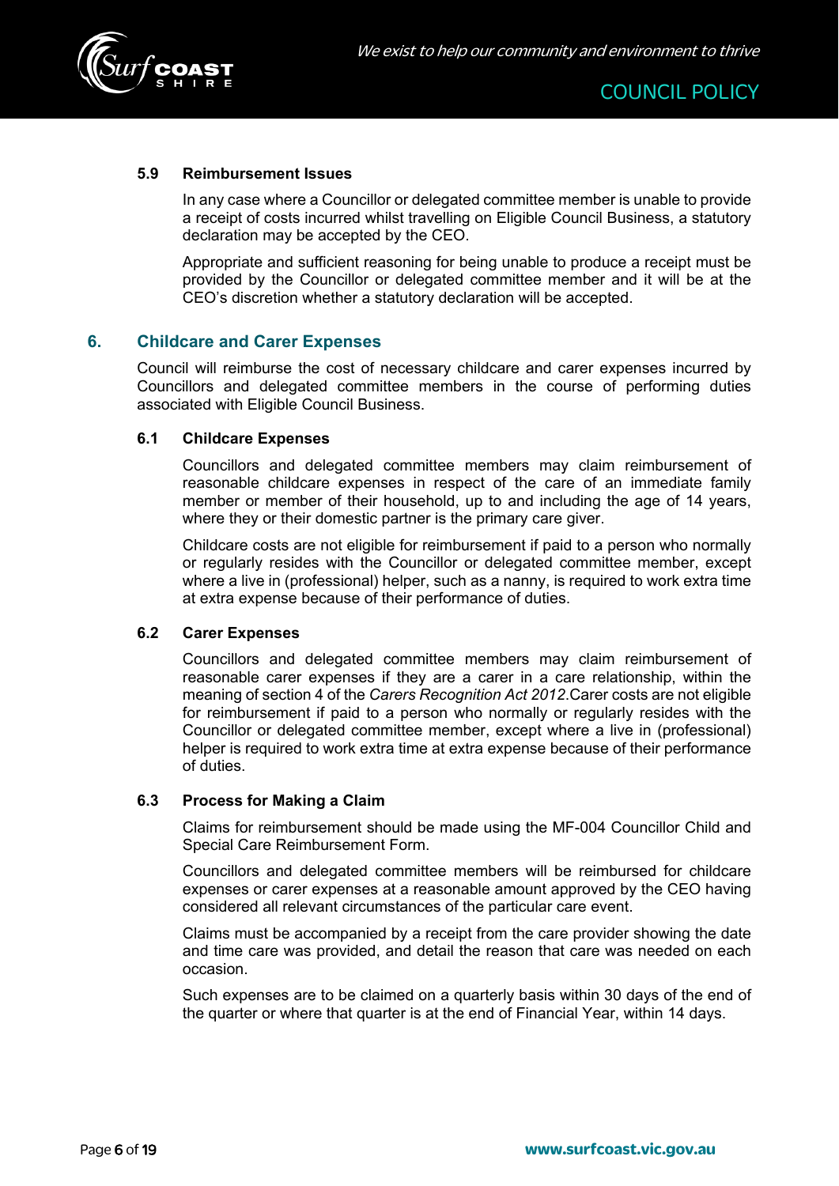### 5.9 Reimbursement Issues

In any case where a Councillor or delegated committee member is unable to provide a receipt of costs incurred whilst travelling on Eligible Council Business, a statutory declaration may be accepted by the CEO.

Appropriate and sufficient reasoning for being unable to produce a receipt must be provided by the Councillor or delegated committee member and it will be at the CEO's discretion whether a statutory declaration will be accepted.

## 6. Childcare and Carer Expenses

Council will reimburse the cost of necessary childcare and carer expenses incurred by Councillors and delegated committee members in the course of performing duties associated with Eligible Council Business.

### 6.1 Childcare Expenses

Councillors and delegated committee members may claim reimbursement of reasonable childcare expenses in respect of the care of an immediate family member or member of their household, up to and including the age of 14 years, where they or their domestic partner is the primary care giver.

Childcare costs are not eligible for reimbursement if paid to a person who normally or regularly resides with the Councillor or delegated committee member, except where a live in (professional) helper, such as a nanny, is required to work extra time at extra expense because of their performance of duties.

### 6.2 Carer Expenses

Councillors and delegated committee members may claim reimbursement of reasonable carer expenses if they are a carer in a care relationship, within the meaning of section 4 of the *Carers Recognition Act 2012*.Carer costs are not eligible for reimbursement if paid to a person who normally or regularly resides with the Councillor or delegated committee member, except where a live in (professional) helper is required to work extra time at extra expense because of their performance of duties.

### 6.3 Process for Making a Claim

Claims for reimbursement should be made using the MF-004 Councillor Child and Special Care Reimbursement Form.

Councillors and delegated committee members will be reimbursed for childcare expenses or carer expenses at a reasonable amount approved by the CEO having considered all relevant circumstances of the particular care event.

Claims must be accompanied by a receipt from the care provider showing the date and time care was provided, and detail the reason that care was needed on each occasion.

Such expenses are to be claimed on a quarterly basis within 30 days of the end of the quarter or where that quarter is at the end of Financial Year, within 14 days.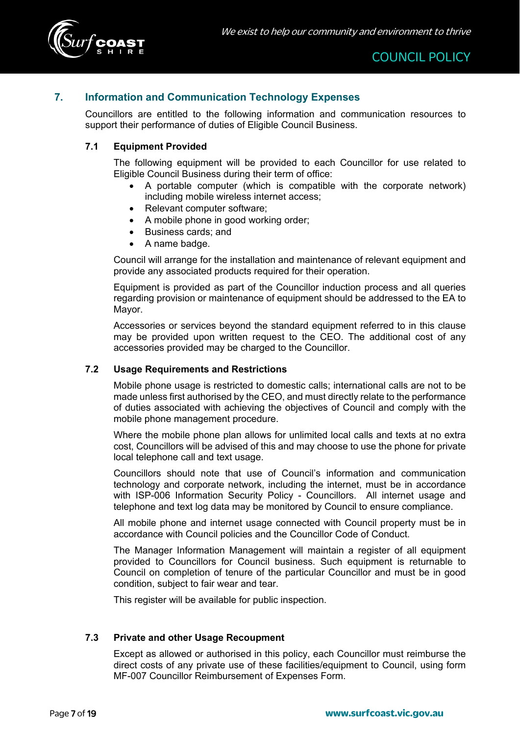## 7. Information and Communication Technology Expenses

Councillors are entitled to the following information and communication resources to support their performance of duties of Eligible Council Business.

### 7.1 Equipment Provided

The following equipment will be provided to each Councillor for use related to Eligible Council Business during their term of office:

- A portable computer (which is compatible with the corporate network) including mobile wireless internet access;
- Relevant computer software;
- A mobile phone in good working order;
- Business cards; and
- A name badge.

Council will arrange for the installation and maintenance of relevant equipment and provide any associated products required for their operation.

Equipment is provided as part of the Councillor induction process and all queries regarding provision or maintenance of equipment should be addressed to the EA to Mayor.

Accessories or services beyond the standard equipment referred to in this clause may be provided upon written request to the CEO. The additional cost of any accessories provided may be charged to the Councillor.

### 7.2 Usage Requirements and Restrictions

Mobile phone usage is restricted to domestic calls; international calls are not to be made unless first authorised by the CEO, and must directly relate to the performance of duties associated with achieving the objectives of Council and comply with the mobile phone management procedure.

Where the mobile phone plan allows for unlimited local calls and texts at no extra cost, Councillors will be advised of this and may choose to use the phone for private local telephone call and text usage.

Councillors should note that use of Council's information and communication technology and corporate network, including the internet, must be in accordance with ISP-006 Information Security Policy - Councillors. All internet usage and telephone and text log data may be monitored by Council to ensure compliance.

All mobile phone and internet usage connected with Council property must be in accordance with Council policies and the Councillor Code of Conduct.

The Manager Information Management will maintain a register of all equipment provided to Councillors for Council business. Such equipment is returnable to Council on completion of tenure of the particular Councillor and must be in good condition, subject to fair wear and tear.

This register will be available for public inspection.

### 7.3 Private and other Usage Recoupment

Except as allowed or authorised in this policy, each Councillor must reimburse the direct costs of any private use of these facilities/equipment to Council, using form MF-007 Councillor Reimbursement of Expenses Form.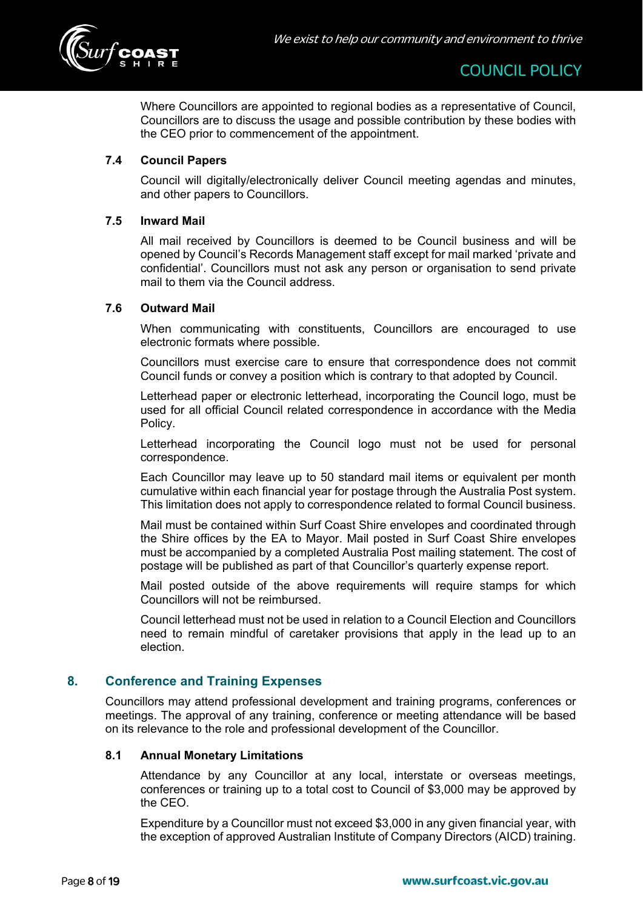Where Councillors are appointed to regional bodies as a representative of Council, Councillors are to discuss the usage and possible contribution by these bodies with the CEO prior to commencement of the appointment.

### 7.4 Council Papers

Council will digitally/electronically deliver Council meeting agendas and minutes, and other papers to Councillors.

### 7.5 Inward Mail

All mail received by Councillors is deemed to be Council business and will be opened by Council's Records Management staff except for mail marked 'private and confidential'. Councillors must not ask any person or organisation to send private mail to them via the Council address.

### 7.6 Outward Mail

When communicating with constituents, Councillors are encouraged to use electronic formats where possible.

Councillors must exercise care to ensure that correspondence does not commit Council funds or convey a position which is contrary to that adopted by Council.

Letterhead paper or electronic letterhead, incorporating the Council logo, must be used for all official Council related correspondence in accordance with the Media Policy.

Letterhead incorporating the Council logo must not be used for personal correspondence.

Each Councillor may leave up to 50 standard mail items or equivalent per month cumulative within each financial year for postage through the Australia Post system. This limitation does not apply to correspondence related to formal Council business.

Mail must be contained within Surf Coast Shire envelopes and coordinated through the Shire offices by the EA to Mayor. Mail posted in Surf Coast Shire envelopes must be accompanied by a completed Australia Post mailing statement. The cost of postage will be published as part of that Councillor's quarterly expense report.

Mail posted outside of the above requirements will require stamps for which Councillors will not be reimbursed.

Council letterhead must not be used in relation to a Council Election and Councillors need to remain mindful of caretaker provisions that apply in the lead up to an election.

## 8. Conference and Training Expenses

Councillors may attend professional development and training programs, conferences or meetings. The approval of any training, conference or meeting attendance will be based on its relevance to the role and professional development of the Councillor.

### 8.1 Annual Monetary Limitations

Attendance by any Councillor at any local, interstate or overseas meetings, conferences or training up to a total cost to Council of $3,000 may be approved by the CEO.

Expenditure by a Councillor must not exceed $3,000 in any given financial year, with the exception of approved Australian Institute of Company Directors (AICD) training.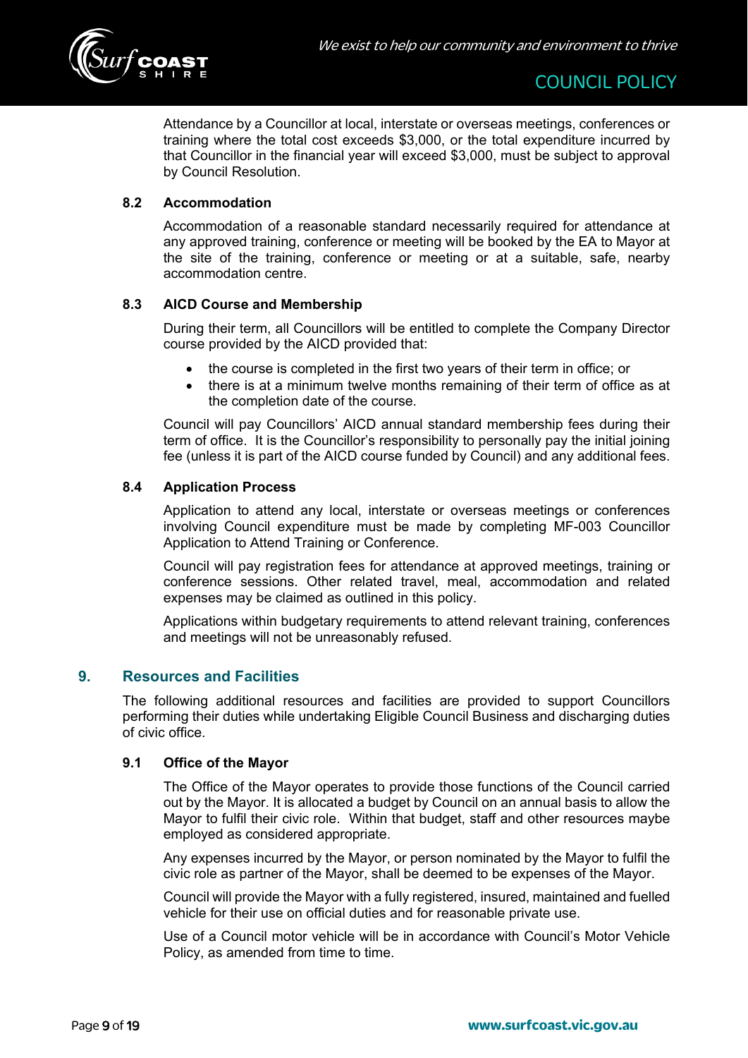Attendance by a Councillor at local, interstate or overseas meetings, conferences or training where the total cost exceeds $3,000, or the total expenditure incurred by that Councillor in the financial year will exceed $3,000, must be subject to approval by Council Resolution.

### 8.2 Accommodation

Accommodation of a reasonable standard necessarily required for attendance at any approved training, conference or meeting will be booked by the EA to Mayor at the site of the training, conference or meeting or at a suitable, safe, nearby accommodation centre.

### 8.3 AICD Course and Membership

During their term, all Councillors will be entitled to complete the Company Director course provided by the AICD provided that:

- the course is completed in the first two years of their term in office; or
- there is at a minimum twelve months remaining of their term of office as at the completion date of the course.

Council will pay Councillors' AICD annual standard membership fees during their term of office. It is the Councillor's responsibility to personally pay the initial joining fee (unless it is part of the AICD course funded by Council) and any additional fees.

### 8.4 Application Process

Application to attend any local, interstate or overseas meetings or conferences involving Council expenditure must be made by completing MF-003 Councillor Application to Attend Training or Conference.

Council will pay registration fees for attendance at approved meetings, training or conference sessions. Other related travel, meal, accommodation and related expenses may be claimed as outlined in this policy.

Applications within budgetary requirements to attend relevant training, conferences and meetings will not be unreasonably refused.

## 9. Resources and Facilities

The following additional resources and facilities are provided to support Councillors performing their duties while undertaking Eligible Council Business and discharging duties of civic office.

### 9.1 Office of the Mayor

The Office of the Mayor operates to provide those functions of the Council carried out by the Mayor. It is allocated a budget by Council on an annual basis to allow the Mayor to fulfil their civic role. Within that budget, staff and other resources maybe employed as considered appropriate.

Any expenses incurred by the Mayor, or person nominated by the Mayor to fulfil the civic role as partner of the Mayor, shall be deemed to be expenses of the Mayor.

Council will provide the Mayor with a fully registered, insured, maintained and fuelled vehicle for their use on official duties and for reasonable private use.

Use of a Council motor vehicle will be in accordance with Council's Motor Vehicle Policy, as amended from time to time.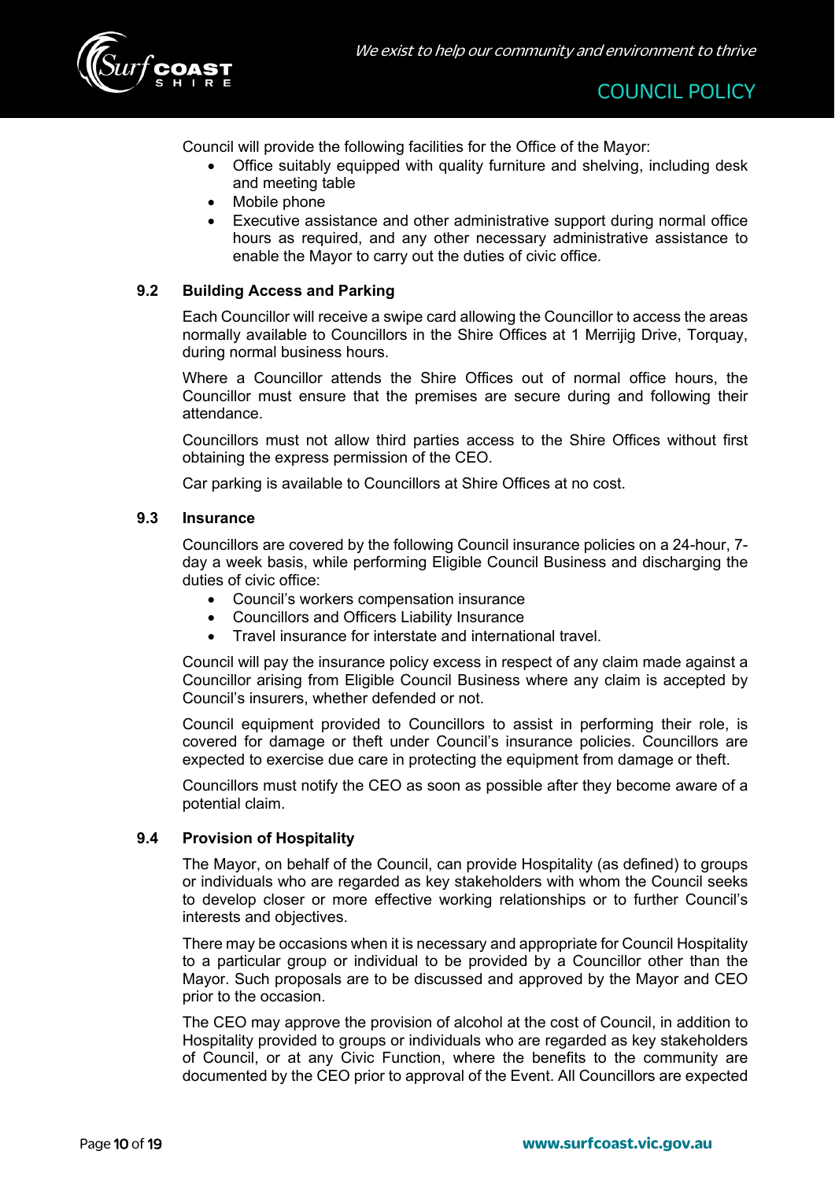Council will provide the following facilities for the Office of the Mayor:

- Office suitably equipped with quality furniture and shelving, including desk and meeting table
- Mobile phone
- Executive assistance and other administrative support during normal office hours as required, and any other necessary administrative assistance to enable the Mayor to carry out the duties of civic office.

### 9.2 Building Access and Parking

Each Councillor will receive a swipe card allowing the Councillor to access the areas normally available to Councillors in the Shire Offices at 1 Merrijig Drive, Torquay, during normal business hours.

Where a Councillor attends the Shire Offices out of normal office hours, the Councillor must ensure that the premises are secure during and following their attendance.

Councillors must not allow third parties access to the Shire Offices without first obtaining the express permission of the CEO.

Car parking is available to Councillors at Shire Offices at no cost.

### 9.3 Insurance

Councillors are covered by the following Council insurance policies on a 24-hour, 7-day a week basis, while performing Eligible Council Business and discharging the duties of civic office:

- Council's workers compensation insurance
- Councillors and Officers Liability Insurance
- Travel insurance for interstate and international travel.

Council will pay the insurance policy excess in respect of any claim made against a Councillor arising from Eligible Council Business where any claim is accepted by Council's insurers, whether defended or not.

Council equipment provided to Councillors to assist in performing their role, is covered for damage or theft under Council's insurance policies. Councillors are expected to exercise due care in protecting the equipment from damage or theft.

Councillors must notify the CEO as soon as possible after they become aware of a potential claim.

### 9.4 Provision of Hospitality

The Mayor, on behalf of the Council, can provide Hospitality (as defined) to groups or individuals who are regarded as key stakeholders with whom the Council seeks to develop closer or more effective working relationships or to further Council's interests and objectives.

There may be occasions when it is necessary and appropriate for Council Hospitality to a particular group or individual to be provided by a Councillor other than the Mayor. Such proposals are to be discussed and approved by the Mayor and CEO prior to the occasion.

The CEO may approve the provision of alcohol at the cost of Council, in addition to Hospitality provided to groups or individuals who are regarded as key stakeholders of Council, or at any Civic Function, where the benefits to the community are documented by the CEO prior to approval of the Event. All Councillors are expected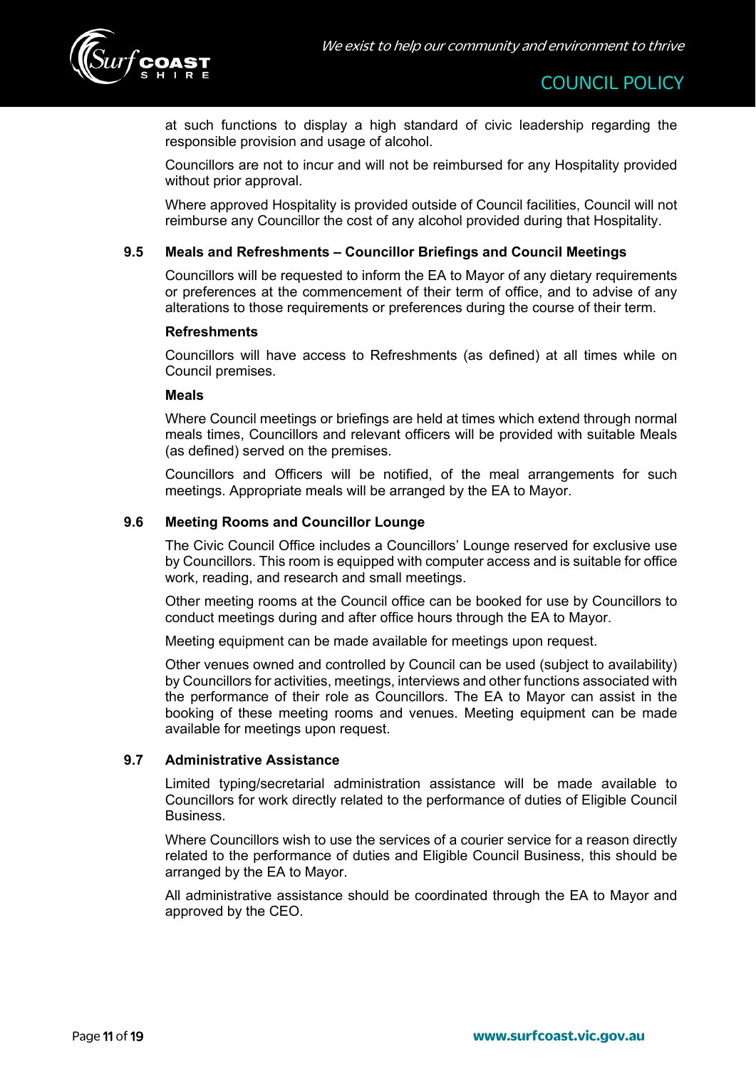at such functions to display a high standard of civic leadership regarding the responsible provision and usage of alcohol.

Councillors are not to incur and will not be reimbursed for any Hospitality provided without prior approval.

Where approved Hospitality is provided outside of Council facilities, Council will not reimburse any Councillor the cost of any alcohol provided during that Hospitality.

### 9.5 Meals and Refreshments – Councillor Briefings and Council Meetings

Councillors will be requested to inform the EA to Mayor of any dietary requirements or preferences at the commencement of their term of office, and to advise of any alterations to those requirements or preferences during the course of their term.

**Refreshments**

Councillors will have access to Refreshments (as defined) at all times while on Council premises.

**Meals**

Where Council meetings or briefings are held at times which extend through normal meals times, Councillors and relevant officers will be provided with suitable Meals (as defined) served on the premises.

Councillors and Officers will be notified, of the meal arrangements for such meetings. Appropriate meals will be arranged by the EA to Mayor.

### 9.6 Meeting Rooms and Councillor Lounge

The Civic Council Office includes a Councillors' Lounge reserved for exclusive use by Councillors. This room is equipped with computer access and is suitable for office work, reading, and research and small meetings.

Other meeting rooms at the Council office can be booked for use by Councillors to conduct meetings during and after office hours through the EA to Mayor.

Meeting equipment can be made available for meetings upon request.

Other venues owned and controlled by Council can be used (subject to availability) by Councillors for activities, meetings, interviews and other functions associated with the performance of their role as Councillors. The EA to Mayor can assist in the booking of these meeting rooms and venues. Meeting equipment can be made available for meetings upon request.

### 9.7 Administrative Assistance

Limited typing/secretarial administration assistance will be made available to Councillors for work directly related to the performance of duties of Eligible Council Business.

Where Councillors wish to use the services of a courier service for a reason directly related to the performance of duties and Eligible Council Business, this should be arranged by the EA to Mayor.

All administrative assistance should be coordinated through the EA to Mayor and approved by the CEO.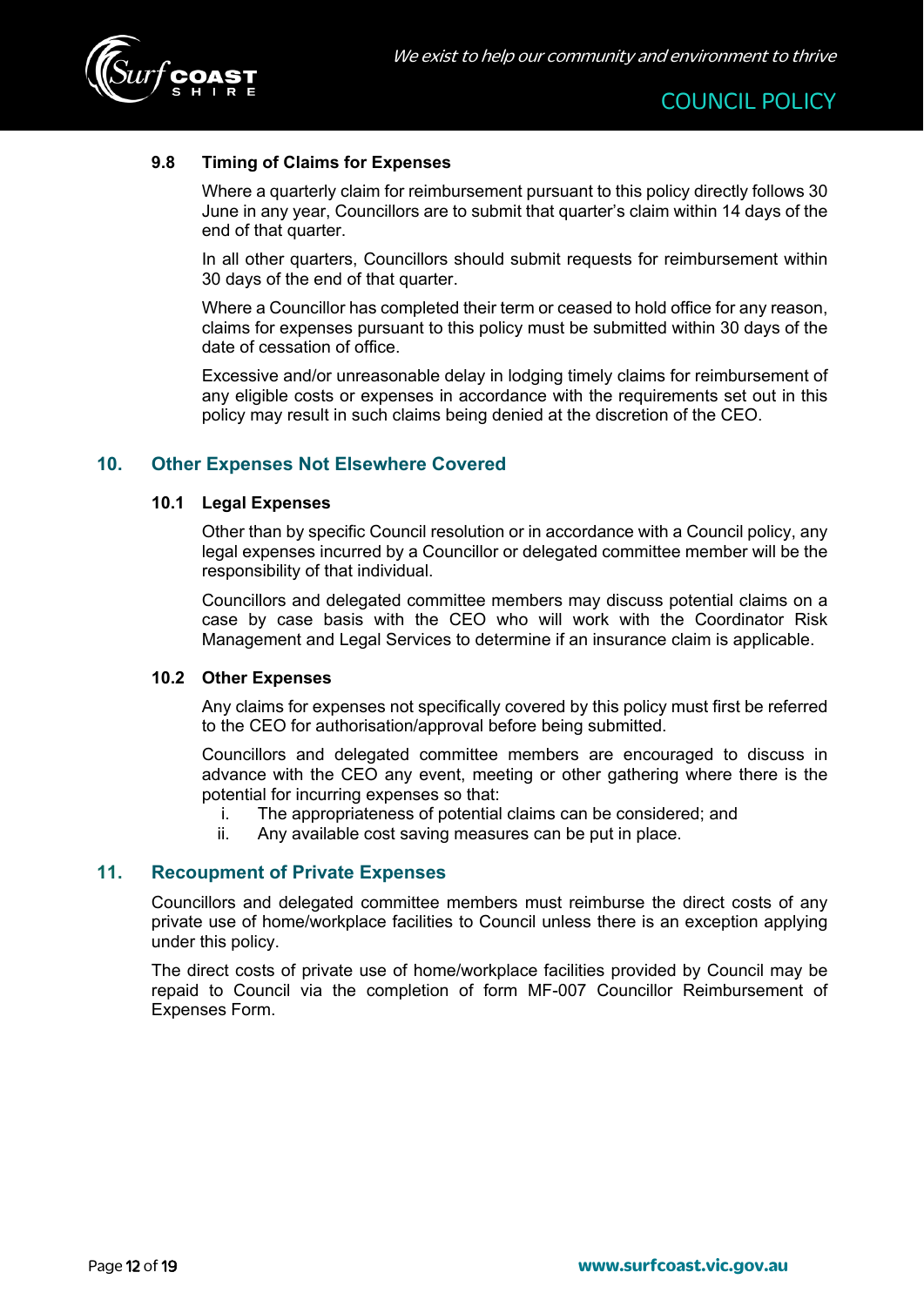### 9.8 Timing of Claims for Expenses

Where a quarterly claim for reimbursement pursuant to this policy directly follows 30 June in any year, Councillors are to submit that quarter's claim within 14 days of the end of that quarter.

In all other quarters, Councillors should submit requests for reimbursement within 30 days of the end of that quarter.

Where a Councillor has completed their term or ceased to hold office for any reason, claims for expenses pursuant to this policy must be submitted within 30 days of the date of cessation of office.

Excessive and/or unreasonable delay in lodging timely claims for reimbursement of any eligible costs or expenses in accordance with the requirements set out in this policy may result in such claims being denied at the discretion of the CEO.

## 10. Other Expenses Not Elsewhere Covered

### 10.1 Legal Expenses

Other than by specific Council resolution or in accordance with a Council policy, any legal expenses incurred by a Councillor or delegated committee member will be the responsibility of that individual.

Councillors and delegated committee members may discuss potential claims on a case by case basis with the CEO who will work with the Coordinator Risk Management and Legal Services to determine if an insurance claim is applicable.

### 10.2 Other Expenses

Any claims for expenses not specifically covered by this policy must first be referred to the CEO for authorisation/approval before being submitted.

Councillors and delegated committee members are encouraged to discuss in advance with the CEO any event, meeting or other gathering where there is the potential for incurring expenses so that:

i. The appropriateness of potential claims can be considered; and
ii. Any available cost saving measures can be put in place.

## 11. Recoupment of Private Expenses

Councillors and delegated committee members must reimburse the direct costs of any private use of home/workplace facilities to Council unless there is an exception applying under this policy.

The direct costs of private use of home/workplace facilities provided by Council may be repaid to Council via the completion of form MF-007 Councillor Reimbursement of Expenses Form.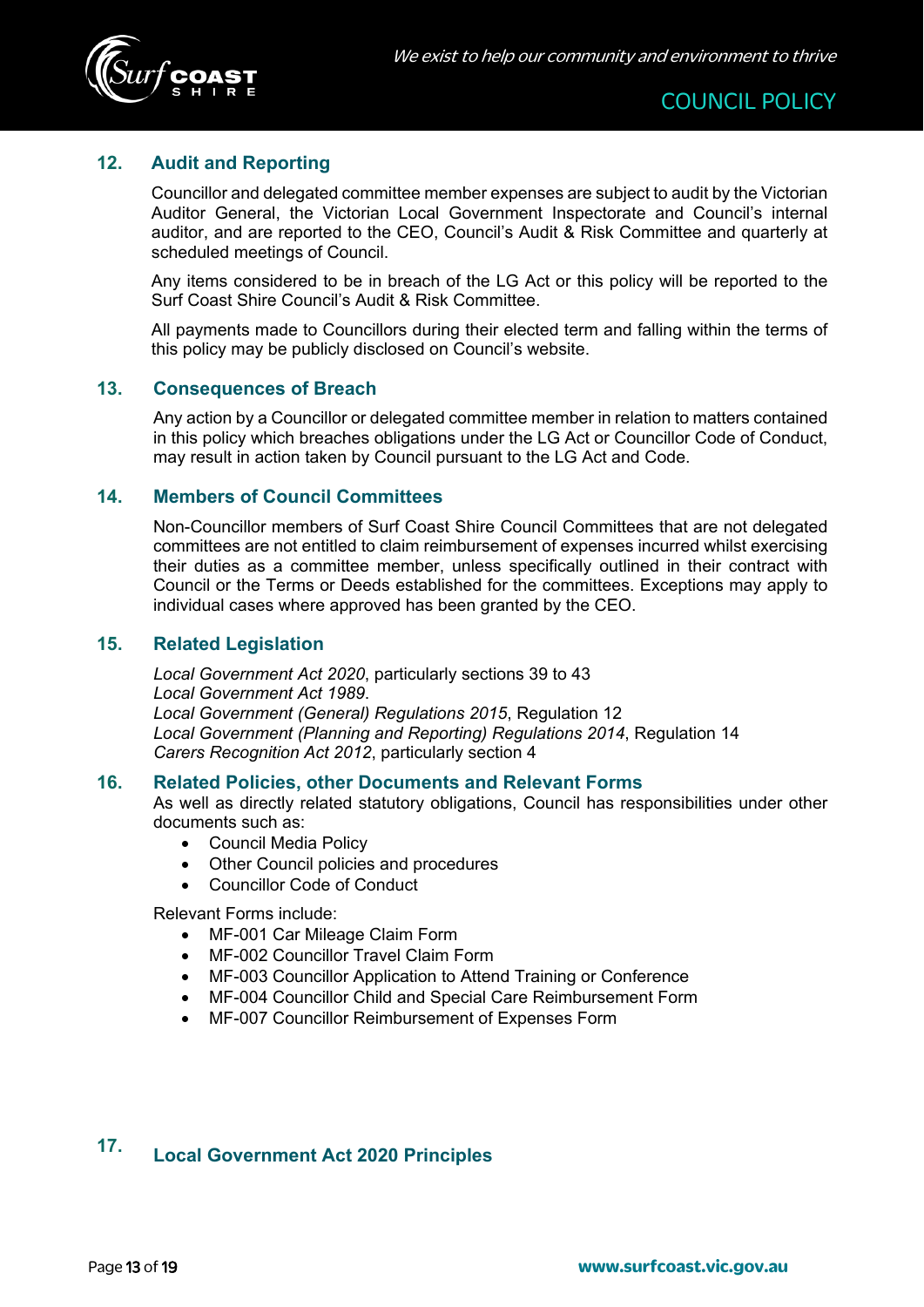## 12. Audit and Reporting

Councillor and delegated committee member expenses are subject to audit by the Victorian Auditor General, the Victorian Local Government Inspectorate and Council's internal auditor, and are reported to the CEO, Council's Audit & Risk Committee and quarterly at scheduled meetings of Council.

Any items considered to be in breach of the LG Act or this policy will be reported to the Surf Coast Shire Council's Audit & Risk Committee.

All payments made to Councillors during their elected term and falling within the terms of this policy may be publicly disclosed on Council's website.

## 13. Consequences of Breach

Any action by a Councillor or delegated committee member in relation to matters contained in this policy which breaches obligations under the LG Act or Councillor Code of Conduct, may result in action taken by Council pursuant to the LG Act and Code.

## 14. Members of Council Committees

Non-Councillor members of Surf Coast Shire Council Committees that are not delegated committees are not entitled to claim reimbursement of expenses incurred whilst exercising their duties as a committee member, unless specifically outlined in their contract with Council or the Terms or Deeds established for the committees. Exceptions may apply to individual cases where approved has been granted by the CEO.

## 15. Related Legislation

*Local Government Act 2020*, particularly sections 39 to 43
*Local Government Act 1989*.
*Local Government (General) Regulations 2015*, Regulation 12
*Local Government (Planning and Reporting) Regulations 2014*, Regulation 14
*Carers Recognition Act 2012*, particularly section 4

## 16. Related Policies, other Documents and Relevant Forms

As well as directly related statutory obligations, Council has responsibilities under other documents such as:

- Council Media Policy
- Other Council policies and procedures
- Councillor Code of Conduct

Relevant Forms include:

- MF-001 Car Mileage Claim Form
- MF-002 Councillor Travel Claim Form
- MF-003 Councillor Application to Attend Training or Conference
- MF-004 Councillor Child and Special Care Reimbursement Form
- MF-007 Councillor Reimbursement of Expenses Form

## 17. Local Government Act 2020 Principles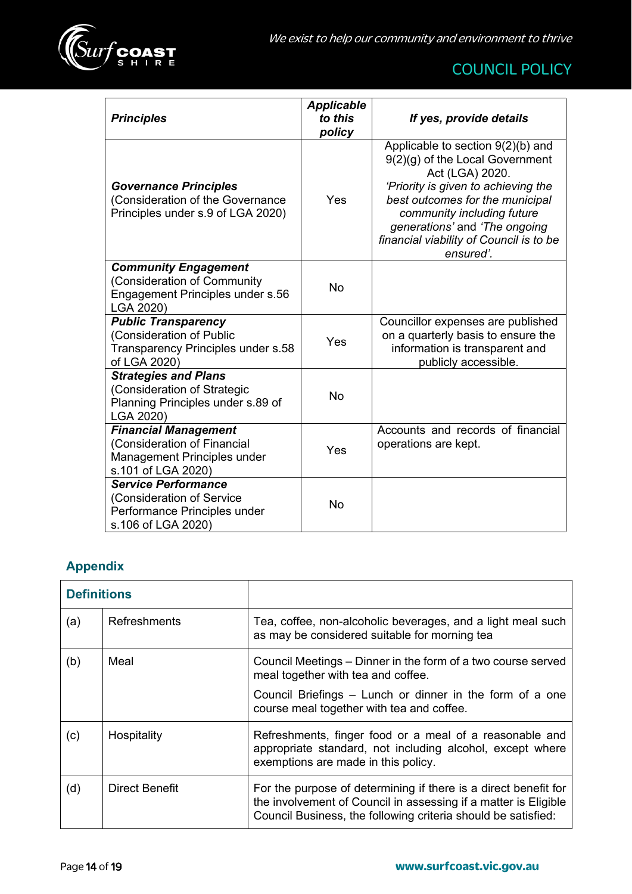| *Principles* | *Applicable to this policy* | *If yes, provide details* |
|---|---|---|
| ***Governance Principles*** (Consideration of the Governance Principles under s.9 of LGA 2020) | Yes | Applicable to section 9(2)(b) and 9(2)(g) of the Local Government Act (LGA) 2020. *'Priority is given to achieving the best outcomes for the municipal community including future generations'* and *'The ongoing financial viability of Council is to be ensured'.* |
| ***Community Engagement*** (Consideration of Community Engagement Principles under s.56 LGA 2020) | No | |
| ***Public Transparency*** (Consideration of Public Transparency Principles under s.58 of LGA 2020) | Yes | Councillor expenses are published on a quarterly basis to ensure the information is transparent and publicly accessible. |
| ***Strategies and Plans*** (Consideration of Strategic Planning Principles under s.89 of LGA 2020) | No | |
| ***Financial Management*** (Consideration of Financial Management Principles under s.101 of LGA 2020) | Yes | Accounts and records of financial operations are kept. |
| ***Service Performance*** (Consideration of Service Performance Principles under s.106 of LGA 2020) | No | |

## Appendix

| **Definitions** | | |
|---|---|---|
| (a) | Refreshments | Tea, coffee, non-alcoholic beverages, and a light meal such as may be considered suitable for morning tea |
| (b) | Meal | Council Meetings – Dinner in the form of a two course served meal together with tea and coffee.<br><br>Council Briefings – Lunch or dinner in the form of a one course meal together with tea and coffee. |
| (c) | Hospitality | Refreshments, finger food or a meal of a reasonable and appropriate standard, not including alcohol, except where exemptions are made in this policy. |
| (d) | Direct Benefit | For the purpose of determining if there is a direct benefit for the involvement of Council in assessing if a matter is Eligible Council Business, the following criteria should be satisfied: |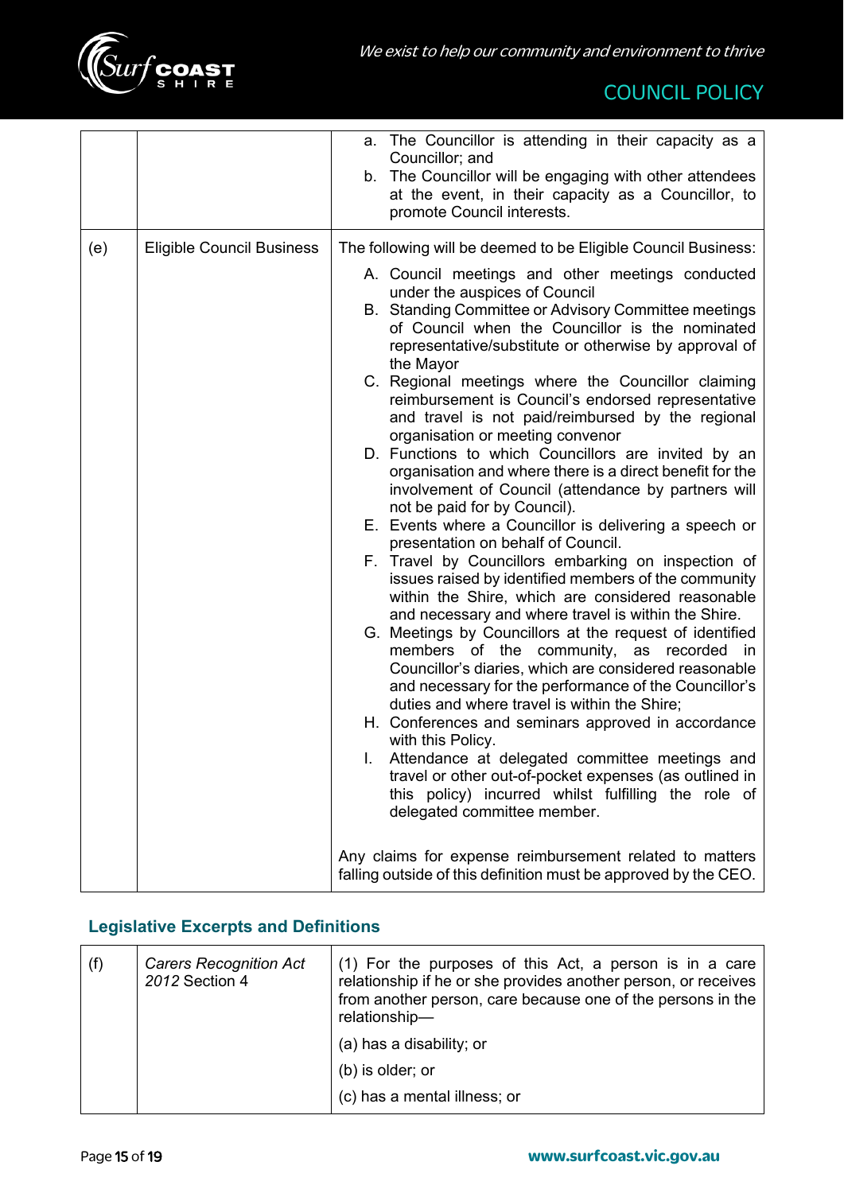| | | |
|---|---|---|
| | | a. The Councillor is attending in their capacity as a Councillor; and<br>b. The Councillor will be engaging with other attendees at the event, in their capacity as a Councillor, to promote Council interests. |
| (e) | Eligible Council Business | The following will be deemed to be Eligible Council Business:<br>A. Council meetings and other meetings conducted under the auspices of Council<br>B. Standing Committee or Advisory Committee meetings of Council when the Councillor is the nominated representative/substitute or otherwise by approval of the Mayor<br>C. Regional meetings where the Councillor claiming reimbursement is Council's endorsed representative and travel is not paid/reimbursed by the regional organisation or meeting convenor<br>D. Functions to which Councillors are invited by an organisation and where there is a direct benefit for the involvement of Council (attendance by partners will not be paid for by Council).<br>E. Events where a Councillor is delivering a speech or presentation on behalf of Council.<br>F. Travel by Councillors embarking on inspection of issues raised by identified members of the community within the Shire, which are considered reasonable and necessary and where travel is within the Shire.<br>G. Meetings by Councillors at the request of identified members of the community, as recorded in Councillor's diaries, which are considered reasonable and necessary for the performance of the Councillor's duties and where travel is within the Shire;<br>H. Conferences and seminars approved in accordance with this Policy.<br>I. Attendance at delegated committee meetings and travel or other out-of-pocket expenses (as outlined in this policy) incurred whilst fulfilling the role of delegated committee member.<br><br>Any claims for expense reimbursement related to matters falling outside of this definition must be approved by the CEO. |

## Legislative Excerpts and Definitions

| | | |
|---|---|---|
| (f) | *Carers Recognition Act 2012* Section 4 | (1) For the purposes of this Act, a person is in a care relationship if he or she provides another person, or receives from another person, care because one of the persons in the relationship—<br>(a) has a disability; or<br>(b) is older; or<br>(c) has a mental illness; or |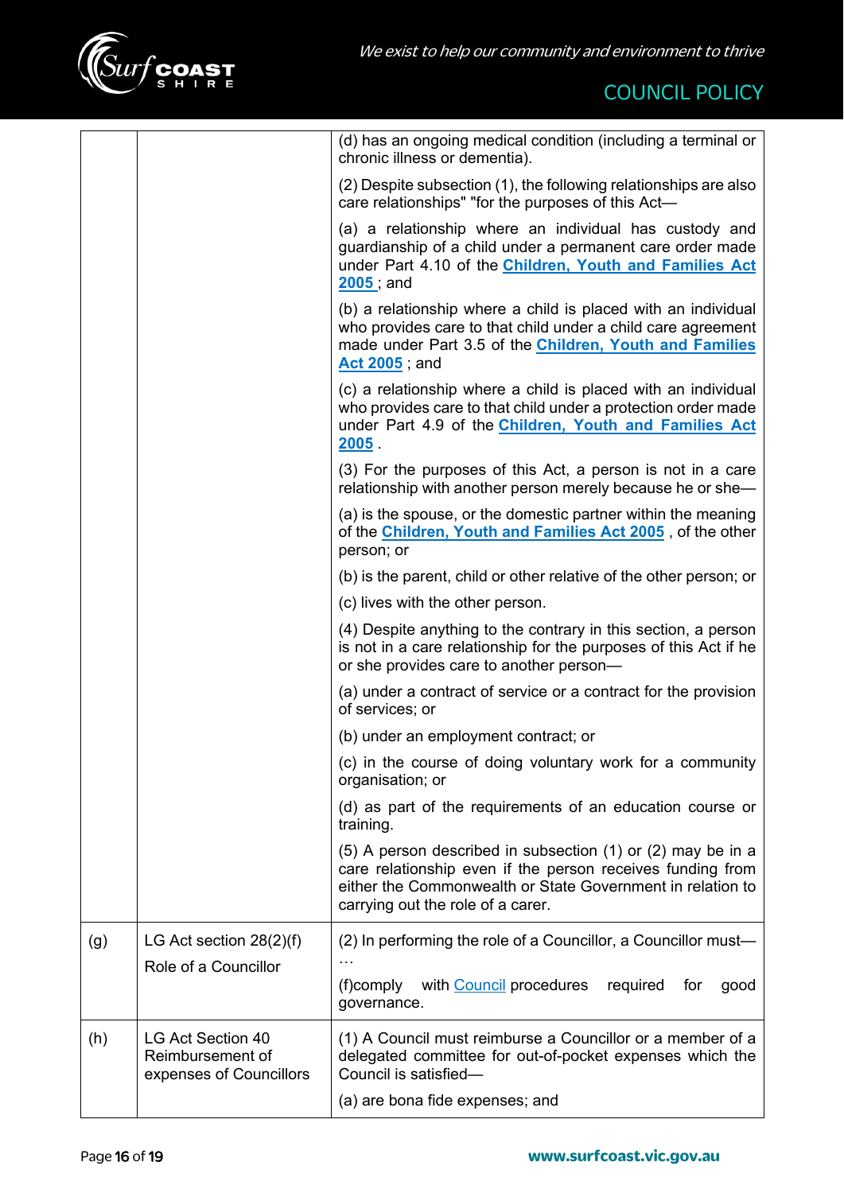| | | |
|---|---|---|
| | | (d) has an ongoing medical condition (including a terminal or chronic illness or dementia).<br><br>(2) Despite subsection (1), the following relationships are also care relationships" "for the purposes of this Act—<br><br>(a) a relationship where an individual has custody and guardianship of a child under a permanent care order made under Part 4.10 of the **Children, Youth and Families Act 2005** ; and<br><br>(b) a relationship where a child is placed with an individual who provides care to that child under a child care agreement made under Part 3.5 of the **Children, Youth and Families Act 2005** ; and<br><br>(c) a relationship where a child is placed with an individual who provides care to that child under a protection order made under Part 4.9 of the **Children, Youth and Families Act 2005** .<br><br>(3) For the purposes of this Act, a person is not in a care relationship with another person merely because he or she—<br><br>(a) is the spouse, or the domestic partner within the meaning of the **Children, Youth and Families Act 2005** , of the other person; or<br><br>(b) is the parent, child or other relative of the other person; or<br><br>(c) lives with the other person.<br><br>(4) Despite anything to the contrary in this section, a person is not in a care relationship for the purposes of this Act if he or she provides care to another person—<br><br>(a) under a contract of service or a contract for the provision of services; or<br><br>(b) under an employment contract; or<br><br>(c) in the course of doing voluntary work for a community organisation; or<br><br>(d) as part of the requirements of an education course or training.<br><br>(5) A person described in subsection (1) or (2) may be in a care relationship even if the person receives funding from either the Commonwealth or State Government in relation to carrying out the role of a carer. |
| (g) | LG Act section 28(2)(f)<br><br>Role of a Councillor | (2) In performing the role of a Councillor, a Councillor must—<br>…<br><br>(f)comply with Council procedures required for good governance. |
| (h) | LG Act Section 40 Reimbursement of expenses of Councillors | (1) A Council must reimburse a Councillor or a member of a delegated committee for out-of-pocket expenses which the Council is satisfied—<br><br>(a) are bona fide expenses; and |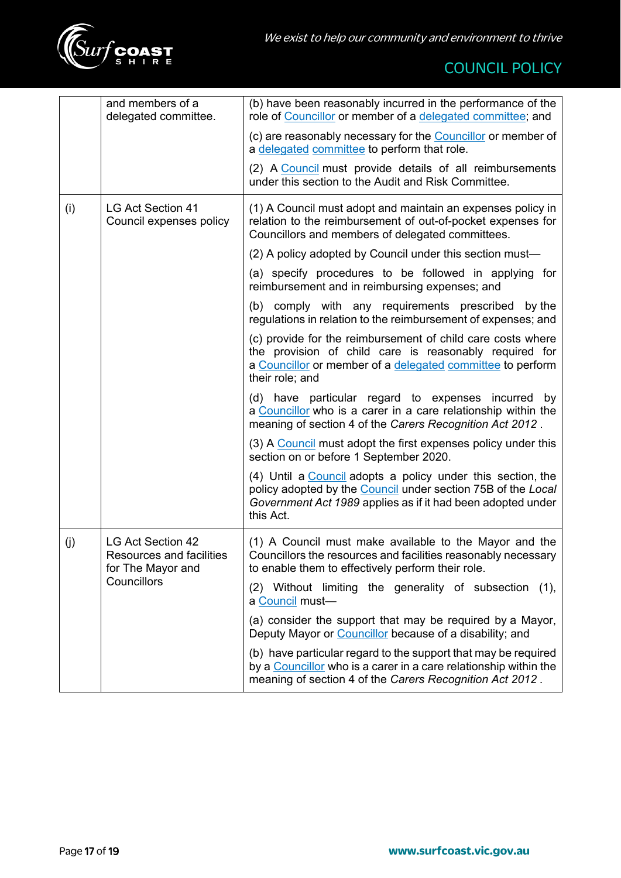| | | |
|---|---|---|
| | and members of a delegated committee. | (b) have been reasonably incurred in the performance of the role of Councillor or member of a delegated committee; and<br><br>(c) are reasonably necessary for the Councillor or member of a delegated committee to perform that role.<br><br>(2) A Council must provide details of all reimbursements under this section to the Audit and Risk Committee. |
| (i) | LG Act Section 41 Council expenses policy | (1) A Council must adopt and maintain an expenses policy in relation to the reimbursement of out-of-pocket expenses for Councillors and members of delegated committees.<br><br>(2) A policy adopted by Council under this section must—<br><br>(a) specify procedures to be followed in applying for reimbursement and in reimbursing expenses; and<br><br>(b) comply with any requirements prescribed by the regulations in relation to the reimbursement of expenses; and<br><br>(c) provide for the reimbursement of child care costs where the provision of child care is reasonably required for a Councillor or member of a delegated committee to perform their role; and<br><br>(d) have particular regard to expenses incurred by a Councillor who is a carer in a care relationship within the meaning of section 4 of the *Carers Recognition Act 2012* .<br><br>(3) A Council must adopt the first expenses policy under this section on or before 1 September 2020.<br><br>(4) Until a Council adopts a policy under this section, the policy adopted by the Council under section 75B of the *Local Government Act 1989* applies as if it had been adopted under this Act. |
| (j) | LG Act Section 42 Resources and facilities for The Mayor and Councillors | (1) A Council must make available to the Mayor and the Councillors the resources and facilities reasonably necessary to enable them to effectively perform their role.<br><br>(2) Without limiting the generality of subsection (1), a Council must—<br><br>(a) consider the support that may be required by a Mayor, Deputy Mayor or Councillor because of a disability; and<br><br>(b) have particular regard to the support that may be required by a Councillor who is a carer in a care relationship within the meaning of section 4 of the *Carers Recognition Act 2012* . |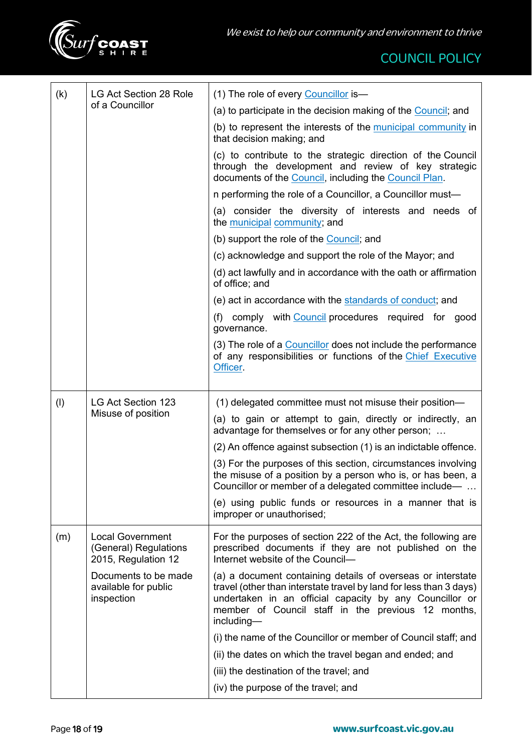| | | |
|---|---|---|
| (k) | LG Act Section 28 Role of a Councillor | (1) The role of every Councillor is—<br><br>(a) to participate in the decision making of the Council; and<br><br>(b) to represent the interests of the municipal community in that decision making; and<br><br>(c) to contribute to the strategic direction of the Council through the development and review of key strategic documents of the Council, including the Council Plan.<br><br>n performing the role of a Councillor, a Councillor must—<br><br>(a) consider the diversity of interests and needs of the municipal community; and<br><br>(b) support the role of the Council; and<br><br>(c) acknowledge and support the role of the Mayor; and<br><br>(d) act lawfully and in accordance with the oath or affirmation of office; and<br><br>(e) act in accordance with the standards of conduct; and<br><br>(f) comply with Council procedures required for good governance.<br><br>(3) The role of a Councillor does not include the performance of any responsibilities or functions of the Chief Executive Officer. |
| (l) | LG Act Section 123 Misuse of position | (1) delegated committee must not misuse their position—<br><br>(a) to gain or attempt to gain, directly or indirectly, an advantage for themselves or for any other person; …<br><br>(2) An offence against subsection (1) is an indictable offence.<br><br>(3) For the purposes of this section, circumstances involving the misuse of a position by a person who is, or has been, a Councillor or member of a delegated committee include— …<br><br>(e) using public funds or resources in a manner that is improper or unauthorised; |
| (m) | Local Government (General) Regulations 2015, Regulation 12<br><br>Documents to be made available for public inspection | For the purposes of section 222 of the Act, the following are prescribed documents if they are not published on the Internet website of the Council—<br><br>(a) a document containing details of overseas or interstate travel (other than interstate travel by land for less than 3 days) undertaken in an official capacity by any Councillor or member of Council staff in the previous 12 months, including—<br><br>(i) the name of the Councillor or member of Council staff; and<br><br>(ii) the dates on which the travel began and ended; and<br><br>(iii) the destination of the travel; and<br><br>(iv) the purpose of the travel; and |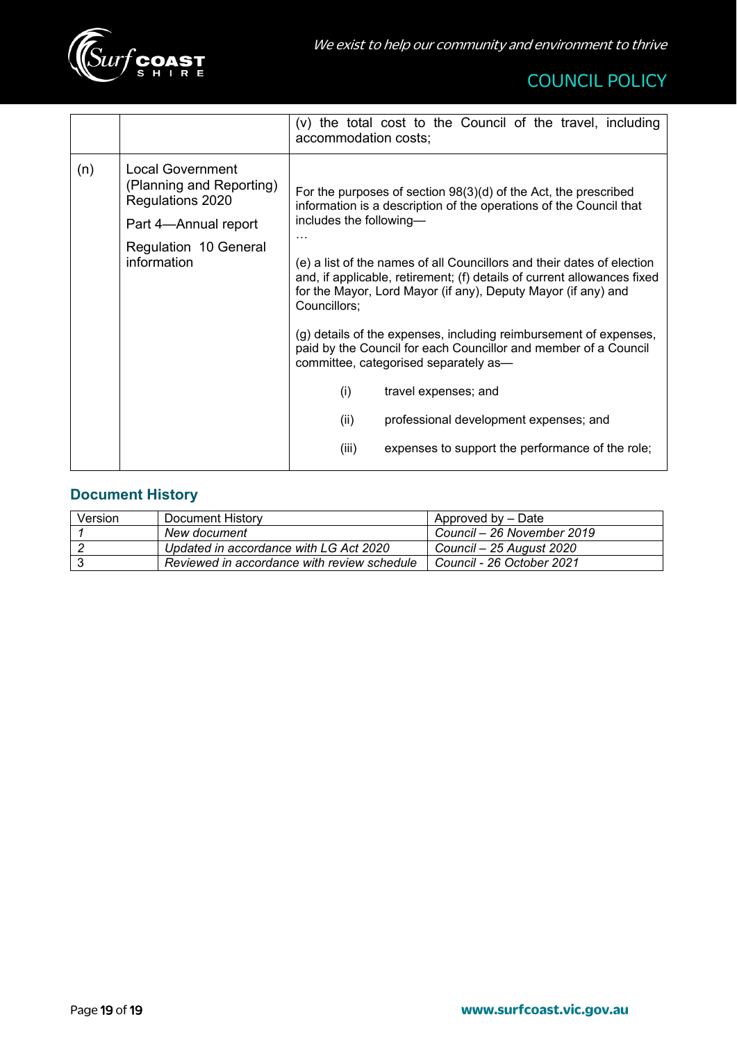| | | |
|---|---|---|
| | | (v) the total cost to the Council of the travel, including accommodation costs; |
| (n) | Local Government (Planning and Reporting) Regulations 2020<br><br>Part 4—Annual report<br><br>Regulation 10 General information | For the purposes of section 98(3)(d) of the Act, the prescribed information is a description of the operations of the Council that includes the following—<br>…<br><br>(e) a list of the names of all Councillors and their dates of election and, if applicable, retirement; (f) details of current allowances fixed for the Mayor, Lord Mayor (if any), Deputy Mayor (if any) and Councillors;<br><br>(g) details of the expenses, including reimbursement of expenses, paid by the Council for each Councillor and member of a Council committee, categorised separately as—<br><br>(i) travel expenses; and<br><br>(ii) professional development expenses; and<br><br>(iii) expenses to support the performance of the role; |

## Document History

| Version | Document History | Approved by – Date |
|---|---|---|
| *1* | *New document* | *Council – 26 November 2019* |
| *2* | *Updated in accordance with LG Act 2020* | *Council – 25 August 2020* |
| 3 | *Reviewed in accordance with review schedule* | *Council - 26 October 2021* |